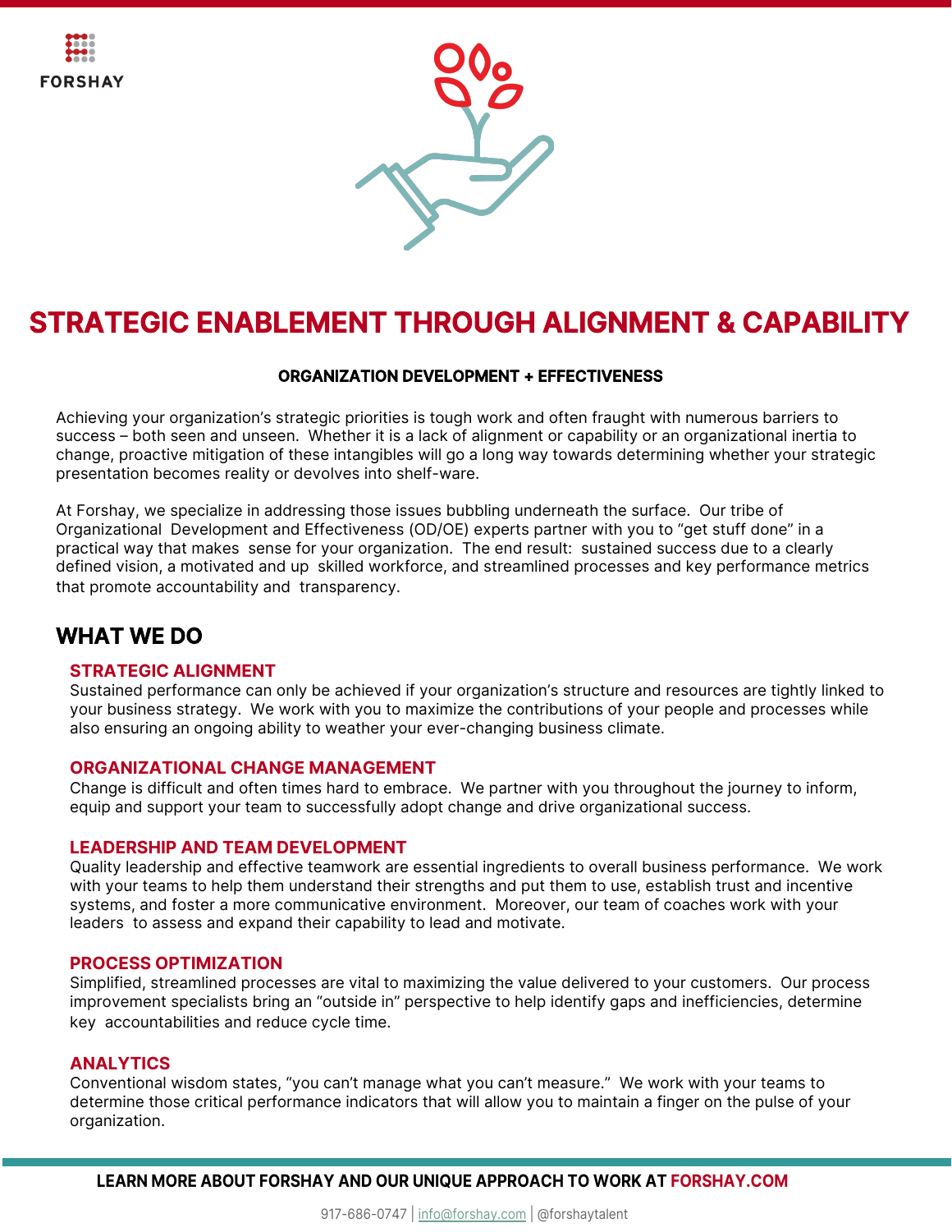FORSHAY

# STRATEGIC ENABLEMENT THROUGH ALIGNMENT & CAPABILITY

**ORGANIZATION DEVELOPMENT + EFFECTIVENESS**

Achieving your organization's strategic priorities is tough work and often fraught with numerous barriers to success – both seen and unseen. Whether it is a lack of alignment or capability or an organizational inertia to change, proactive mitigation of these intangibles will go a long way towards determining whether your strategic presentation becomes reality or devolves into shelf-ware.

At Forshay, we specialize in addressing those issues bubbling underneath the surface. Our tribe of Organizational Development and Effectiveness (OD/OE) experts partner with you to "get stuff done" in a practical way that makes sense for your organization. The end result: sustained success due to a clearly defined vision, a motivated and up skilled workforce, and streamlined processes and key performance metrics that promote accountability and transparency.

## WHAT WE DO

### STRATEGIC ALIGNMENT

Sustained performance can only be achieved if your organization's structure and resources are tightly linked to your business strategy. We work with you to maximize the contributions of your people and processes while also ensuring an ongoing ability to weather your ever-changing business climate.

### ORGANIZATIONAL CHANGE MANAGEMENT

Change is difficult and often times hard to embrace. We partner with you throughout the journey to inform, equip and support your team to successfully adopt change and drive organizational success.

### LEADERSHIP AND TEAM DEVELOPMENT

Quality leadership and effective teamwork are essential ingredients to overall business performance. We work with your teams to help them understand their strengths and put them to use, establish trust and incentive systems, and foster a more communicative environment. Moreover, our team of coaches work with your leaders to assess and expand their capability to lead and motivate.

### PROCESS OPTIMIZATION

Simplified, streamlined processes are vital to maximizing the value delivered to your customers. Our process improvement specialists bring an "outside in" perspective to help identify gaps and inefficiencies, determine key accountabilities and reduce cycle time.

### ANALYTICS

Conventional wisdom states, "you can't manage what you can't measure." We work with your teams to determine those critical performance indicators that will allow you to maintain a finger on the pulse of your organization.

**LEARN MORE ABOUT FORSHAY AND OUR UNIQUE APPROACH TO WORK AT FORSHAY.COM**

917-686-0747 | info@forshay.com | @forshaytalent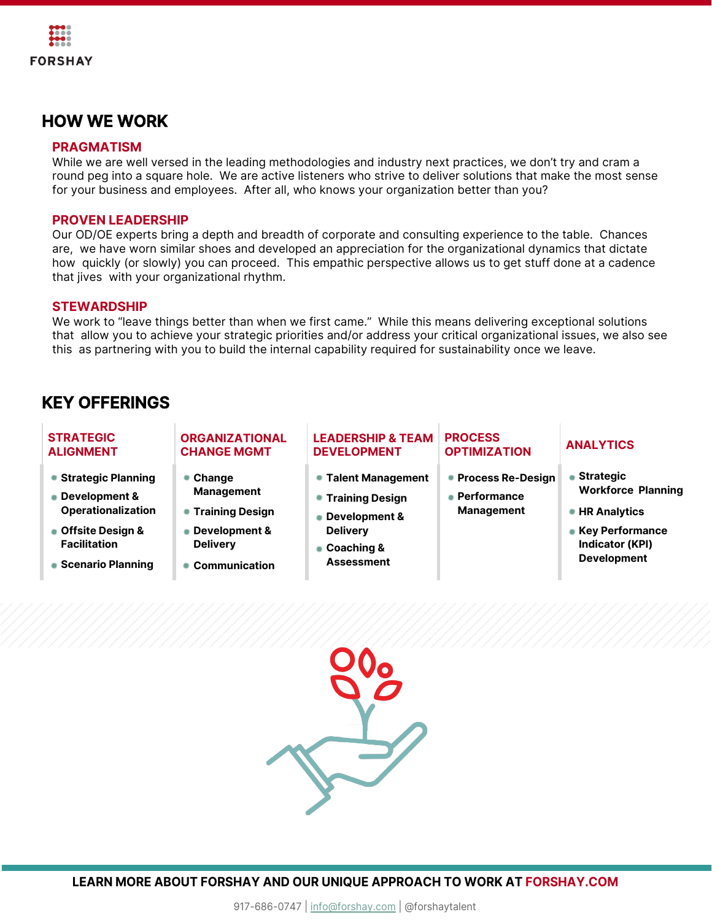# HOW WE WORK

## PRAGMATISM

While we are well versed in the leading methodologies and industry next practices, we don't try and cram a round peg into a square hole. We are active listeners who strive to deliver solutions that make the most sense for your business and employees. After all, who knows your organization better than you?

## PROVEN LEADERSHIP

Our OD/OE experts bring a depth and breadth of corporate and consulting experience to the table. Chances are, we have worn similar shoes and developed an appreciation for the organizational dynamics that dictate how quickly (or slowly) you can proceed. This empathic perspective allows us to get stuff done at a cadence that jives with your organizational rhythm.

## STEWARDSHIP

We work to "leave things better than when we first came." While this means delivering exceptional solutions that allow you to achieve your strategic priorities and/or address your critical organizational issues, we also see this as partnering with you to build the internal capability required for sustainability once we leave.

# KEY OFFERINGS

## STRATEGIC ALIGNMENT

- **Strategic Planning**
- **Development & Operationalization**
- **Offsite Design & Facilitation**
- **Scenario Planning**

## ORGANIZATIONAL CHANGE MGMT

- **Change Management**
- **Training Design**
- **Development & Delivery**
- **Communication**

## LEADERSHIP & TEAM DEVELOPMENT

- **Talent Management**
- **Training Design**
- **Development & Delivery**
- **Coaching & Assessment**

## PROCESS OPTIMIZATION

- **Process Re-Design**
- **Performance Management**

## ANALYTICS

- **Strategic Workforce Planning**
- **HR Analytics**
- **Key Performance Indicator (KPI) Development**

**LEARN MORE ABOUT FORSHAY AND OUR UNIQUE APPROACH TO WORK AT FORSHAY.COM**

917-686-0747 | info@forshay.com | @forshaytalent